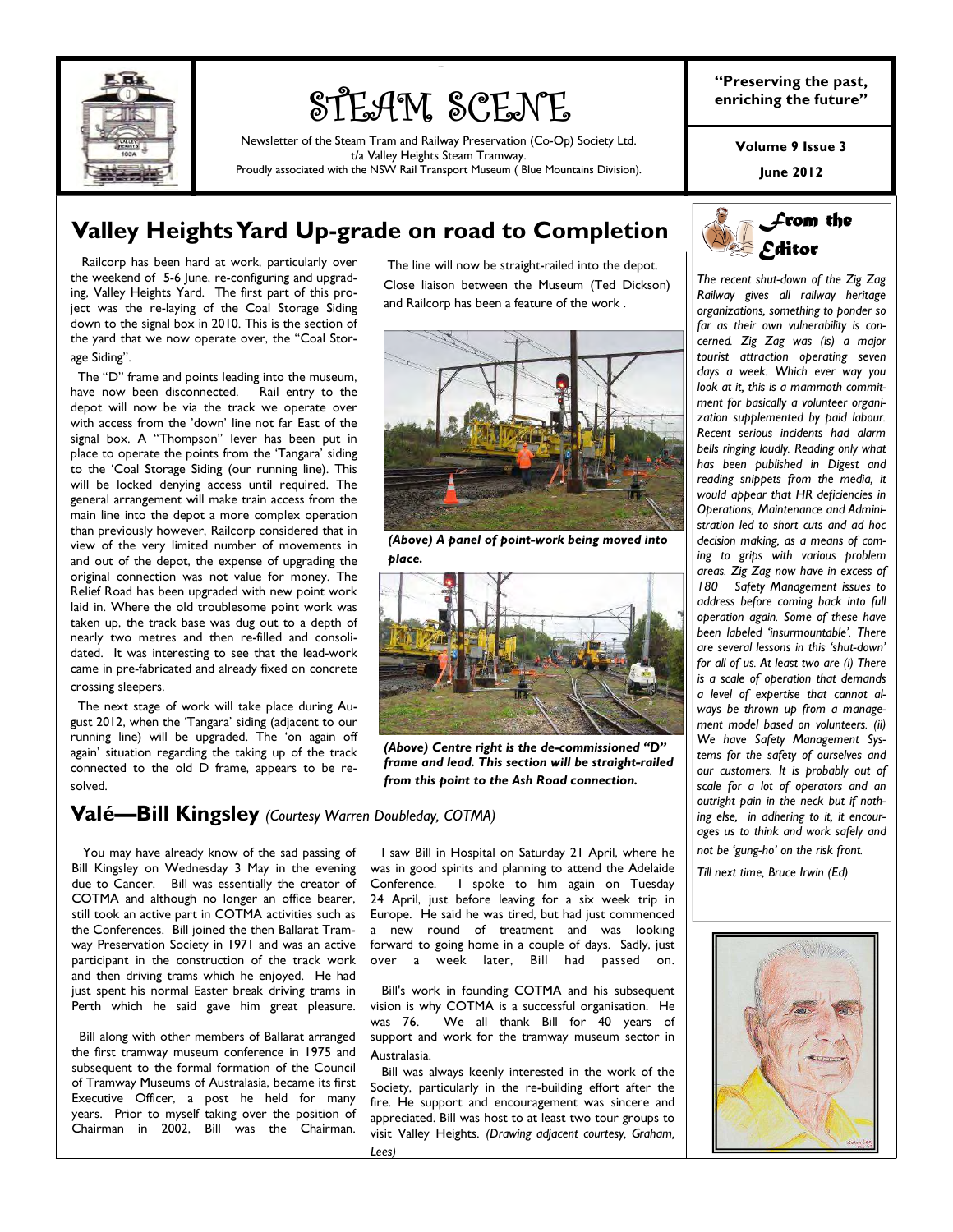# STEAM SCENE

Newsletter of the Steam Tram and Railway Preservation (Co-Op) Society Ltd.
t/a Valley Heights Steam Tramway.
Proudly associated with the NSW Rail Transport Museum ( Blue Mountains Division).

**"Preserving the past, enriching the future"**

**Volume 9 Issue 3**

**June 2012**

## Valley Heights Yard Up-grade on road to Completion

Railcorp has been hard at work, particularly over the weekend of 5-6 June, re-configuring and upgrading, Valley Heights Yard. The first part of this project was the re-laying of the Coal Storage Siding down to the signal box in 2010. This is the section of the yard that we now operate over, the "Coal Storage Siding".

The "D" frame and points leading into the museum, have now been disconnected. Rail entry to the depot will now be via the track we operate over with access from the 'down' line not far East of the signal box. A "Thompson" lever has been put in place to operate the points from the 'Tangara' siding to the 'Coal Storage Siding (our running line). This will be locked denying access until required. The general arrangement will make train access from the main line into the depot a more complex operation than previously however, Railcorp considered that in view of the very limited number of movements in and out of the depot, the expense of upgrading the original connection was not value for money. The Relief Road has been upgraded with new point work laid in. Where the old troublesome point work was taken up, the track base was dug out to a depth of nearly two metres and then re-filled and consolidated. It was interesting to see that the lead-work came in pre-fabricated and already fixed on concrete crossing sleepers.

The next stage of work will take place during August 2012, when the 'Tangara' siding (adjacent to our running line) will be upgraded. The 'on again off again' situation regarding the taking up of the track connected to the old D frame, appears to be resolved.

The line will now be straight-railed into the depot. Close liaison between the Museum (Ted Dickson) and Railcorp has been a feature of the work .

*(Above) A panel of point-work being moved into place.*

*(Above) Centre right is the de-commissioned "D" frame and lead. This section will be straight-railed from this point to the Ash Road connection.*

## Valé—Bill Kingsley *(Courtesy Warren Doubleday, COTMA)*

You may have already know of the sad passing of Bill Kingsley on Wednesday 3 May in the evening due to Cancer. Bill was essentially the creator of COTMA and although no longer an office bearer, still took an active part in COTMA activities such as the Conferences. Bill joined the then Ballarat Tramway Preservation Society in 1971 and was an active participant in the construction of the track work and then driving trams which he enjoyed. He had just spent his normal Easter break driving trams in Perth which he said gave him great pleasure.

Bill along with other members of Ballarat arranged the first tramway museum conference in 1975 and subsequent to the formal formation of the Council of Tramway Museums of Australasia, became its first Executive Officer, a post he held for many years. Prior to myself taking over the position of Chairman in 2002, Bill was the Chairman.

I saw Bill in Hospital on Saturday 21 April, where he was in good spirits and planning to attend the Adelaide Conference. I spoke to him again on Tuesday 24 April, just before leaving for a six week trip in Europe. He said he was tired, but had just commenced a new round of treatment and was looking forward to going home in a couple of days. Sadly, just over a week later, Bill had passed on.

Bill's work in founding COTMA and his subsequent vision is why COTMA is a successful organisation. He was 76. We all thank Bill for 40 years of support and work for the tramway museum sector in Australasia.

Bill was always keenly interested in the work of the Society, particularly in the re-building effort after the fire. He support and encouragement was sincere and appreciated. Bill was host to at least two tour groups to visit Valley Heights. *(Drawing adjacent courtesy, Graham, Lees)*

## From the Editor

*The recent shut-down of the Zig Zag Railway gives all railway heritage organizations, something to ponder so far as their own vulnerability is concerned. Zig Zag was (is) a major tourist attraction operating seven days a week. Which ever way you look at it, this is a mammoth commitment for basically a volunteer organization supplemented by paid labour. Recent serious incidents had alarm bells ringing loudly. Reading only what has been published in Digest and reading snippets from the media, it would appear that HR deficiencies in Operations, Maintenance and Administration led to short cuts and ad hoc decision making, as a means of coming to grips with various problem areas. Zig Zag now have in excess of 180 Safety Management issues to address before coming back into full operation again. Some of these have been labeled 'insurmountable'. There are several lessons in this 'shut-down' for all of us. At least two are (i) There is a scale of operation that demands a level of expertise that cannot always be thrown up from a management model based on volunteers. (ii) We have Safety Management Systems for the safety of ourselves and our customers. It is probably out of scale for a lot of operators and an outright pain in the neck but if nothing else, in adhering to it, it encourages us to think and work safely and not be 'gung-ho' on the risk front.*

*Till next time, Bruce Irwin (Ed)*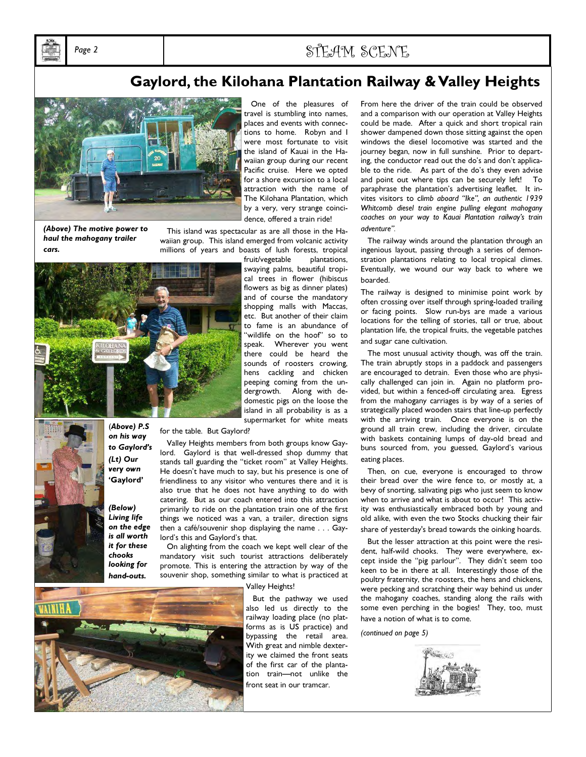# Gaylord, the Kilohana Plantation Railway & Valley Heights

*(Above) The motive power to haul the mahogany trailer cars.*

*(Above) P.S on his way to Gaylord's*

*(Lt) Our very own 'Gaylord'*

*(Below) Living life on the edge is all worth it for these chooks looking for hand-outs.*

One of the pleasures of travel is stumbling into names, places and events with connections to home. Robyn and I were most fortunate to visit the island of Kauai in the Hawaiian group during our recent Pacific cruise. Here we opted for a shore excursion to a local attraction with the name of The Kilohana Plantation, which by a very, very strange coincidence, offered a train ride!

This island was spectacular as are all those in the Hawaiian group. This island emerged from volcanic activity millions of years and boasts of lush forests, tropical fruit/vegetable plantations, swaying palms, beautiful tropical trees in flower (hibiscus flowers as big as dinner plates) and of course the mandatory shopping malls with Maccas, etc. But another of their claim to fame is an abundance of "wildlife on the hoof" so to speak. Wherever you went there could be heard the sounds of roosters crowing, hens cackling and chicken peeping coming from the undergrowth. Along with dedomestic pigs on the loose the island in all probability is as a supermarket for white meats for the table. But Gaylord?

Valley Heights members from both groups know Gaylord. Gaylord is that well-dressed shop dummy that stands tall guarding the "ticket room" at Valley Heights. He doesn't have much to say, but his presence is one of friendliness to any visitor who ventures there and it is also true that he does not have anything to do with catering. But as our coach entered into this attraction primarily to ride on the plantation train one of the first things we noticed was a van, a trailer, direction signs then a café/souvenir shop displaying the name . . . Gaylord's this and Gaylord's that.

On alighting from the coach we kept well clear of the mandatory visit such tourist attractions deliberately promote. This is entering the attraction by way of the souvenir shop, something similar to what is practiced at Valley Heights!

But the pathway we used also led us directly to the railway loading place (no platforms as is US practice) and bypassing the retail area. With great and nimble dexterity we claimed the front seats of the first car of the plantation train—not unlike the front seat in our tramcar.

From here the driver of the train could be observed and a comparison with our operation at Valley Heights could be made. After a quick and short tropical rain shower dampened down those sitting against the open windows the diesel locomotive was started and the journey began, now in full sunshine. Prior to departing, the conductor read out the do's and don't applicable to the ride. As part of the do's they even advise and point out where tips can be securely left! To paraphrase the plantation's advertising leaflet. It invites visitors to *climb aboard "Ike", an authentic 1939 Whitcomb diesel train engine pulling elegant mahogany coaches on your way to Kauai Plantation railway's train adventure".*

The railway winds around the plantation through an ingenious layout, passing through a series of demonstration plantations relating to local tropical climes. Eventually, we wound our way back to where we boarded.

The railway is designed to minimise point work by often crossing over itself through spring-loaded trailing or facing points. Slow run-bys are made a various locations for the telling of stories, tall or true, about plantation life, the tropical fruits, the vegetable patches and sugar cane cultivation.

The most unusual activity though, was off the train. The train abruptly stops in a paddock and passengers are encouraged to detrain. Even those who are physically challenged can join in. Again no platform provided, but within a fenced-off circulating area. Egress from the mahogany carriages is by way of a series of strategically placed wooden stairs that line-up perfectly with the arriving train. Once everyone is on the ground all train crew, including the driver, circulate with baskets containing lumps of day-old bread and buns sourced from, you guessed, Gaylord's various eating places.

Then, on cue, everyone is encouraged to throw their bread over the wire fence to, or mostly at, a bevy of snorting, salivating pigs who just seem to know when to arrive and what is about to occur! This activity was enthusiastically embraced both by young and old alike, with even the two Stocks chucking their fair share of yesterday's bread towards the oinking hoards.

But the lesser attraction at this point were the resident, half-wild chooks. They were everywhere, except inside the "pig parlour". They didn't seem too keen to be in there at all. Interestingly those of the poultry fraternity, the roosters, the hens and chickens, were pecking and scratching their way behind us *under* the mahogany coaches, standing along the rails with some even perching in the bogies! They, too, must have a notion of what is to come.

*(continued on page 5)*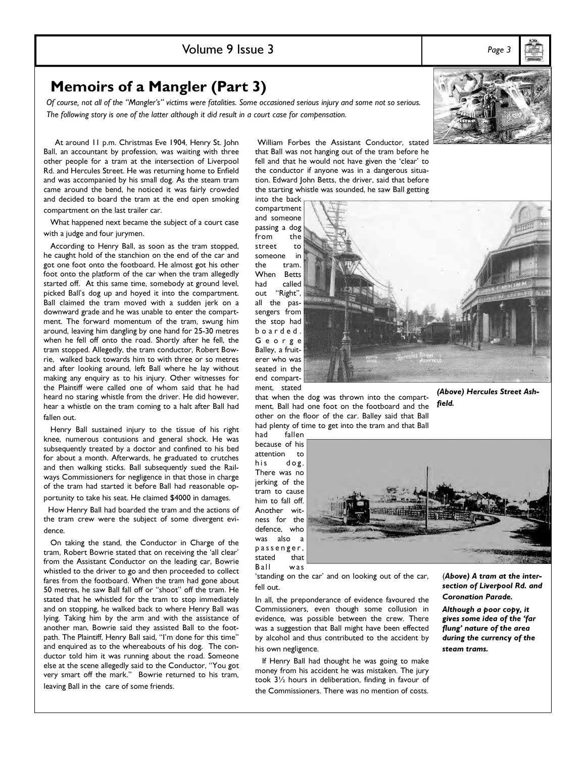# Memoirs of a Mangler (Part 3)

*Of course, not all of the "Mangler's" victims were fatalities. Some occasioned serious injury and some not so serious. The following story is one of the latter although it did result in a court case for compensation.*

At around 11 p.m. Christmas Eve 1904, Henry St. John Ball, an accountant by profession, was waiting with three other people for a tram at the intersection of Liverpool Rd. and Hercules Street. He was returning home to Enfield and was accompanied by his small dog. As the steam tram came around the bend, he noticed it was fairly crowded and decided to board the tram at the end open smoking compartment on the last trailer car.

What happened next became the subject of a court case with a judge and four jurymen.

According to Henry Ball, as soon as the tram stopped, he caught hold of the stanchion on the end of the car and got one foot onto the footboard. He almost got his other foot onto the platform of the car when the tram allegedly started off. At this same time, somebody at ground level, picked Ball's dog up and hoyed it into the compartment. Ball claimed the tram moved with a sudden jerk on a downward grade and he was unable to enter the compartment. The forward momentum of the tram, swung him around, leaving him dangling by one hand for 25-30 metres when he fell off onto the road. Shortly after he fell, the tram stopped. Allegedly, the tram conductor, Robert Bowrie, walked back towards him to with three or so metres and after looking around, left Ball where he lay without making any enquiry as to his injury. Other witnesses for the Plaintiff were called one of whom said that he had heard no staring whistle from the driver. He did however, hear a whistle on the tram coming to a halt after Ball had fallen out.

Henry Ball sustained injury to the tissue of his right knee, numerous contusions and general shock. He was subsequently treated by a doctor and confined to his bed for about a month. Afterwards, he graduated to crutches and then walking sticks. Ball subsequently sued the Railways Commissioners for negligence in that those in charge of the tram had started it before Ball had reasonable opportunity to take his seat. He claimed $4000 in damages.

How Henry Ball had boarded the tram and the actions of the tram crew were the subject of some divergent evidence.

On taking the stand, the Conductor in Charge of the tram, Robert Bowrie stated that on receiving the 'all clear' from the Assistant Conductor on the leading car, Bowrie whistled to the driver to go and then proceeded to collect fares from the footboard. When the tram had gone about 50 metres, he saw Ball fall off or "shoot" off the tram. He stated that he whistled for the tram to stop immediately and on stopping, he walked back to where Henry Ball was lying. Taking him by the arm and with the assistance of another man, Bowrie said they assisted Ball to the footpath. The Plaintiff, Henry Ball, said, "I'm done for this time" and enquired as to the whereabouts of his dog. The conductor told him it was running about the road. Someone else at the scene allegedly said to the Conductor, "You got very smart off the mark." Bowrie returned to his tram, leaving Ball in the care of some friends.

William Forbes the Assistant Conductor, stated that Ball was not hanging out of the tram before he fell and that he would not have given the 'clear' to the conductor if anyone was in a dangerous situation. Edward John Betts, the driver, said that before the starting whistle was sounded, he saw Ball getting into the back compartment and someone passing a dog from the street to someone in the tram. When Betts had called out "Right", all the passengers from the stop had boarded. George Balley, a fruiterer who was seated in the end compartment, stated that when the dog was thrown into the compartment, Ball had one foot on the footboard and the other on the floor of the car. Balley said that Ball had plenty of time to get into the tram and that Ball had fallen because of his attention to his dog. There was no jerking of the tram to cause him to fall off. Another witness for the defence, who was also a passenger, stated that Ball was 'standing on the car' and on looking out of the car, fell out.

In all, the preponderance of evidence favoured the Commissioners, even though some collusion in evidence, was possible between the crew. There was a suggestion that Ball might have been effected by alcohol and thus contributed to the accident by his own negligence.

If Henry Ball had thought he was going to make money from his accident he was mistaken. The jury took 3½ hours in deliberation, finding in favour of the Commissioners. There was no mention of costs.

***(Above) Hercules Street Ashfield.***

***(Above) A tram at the intersection of Liverpool Rd. and Coronation Parade.***

***Although a poor copy, it gives some idea of the 'far flung' nature of the area during the currency of the steam trams.***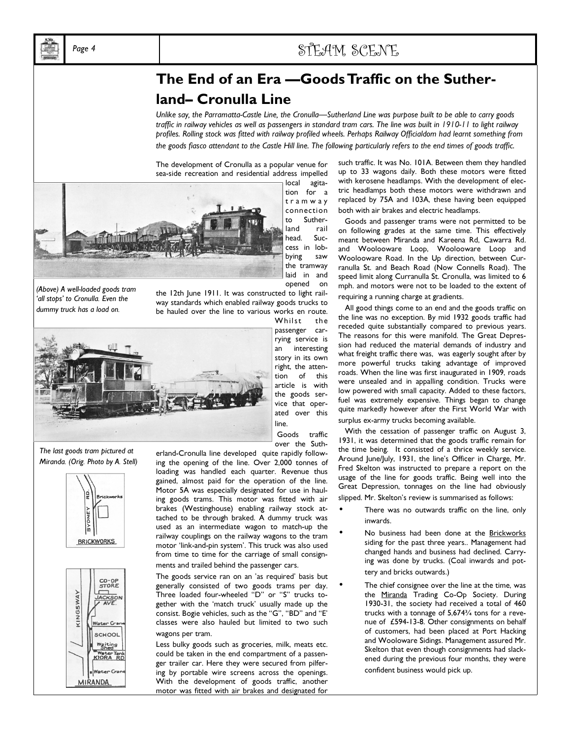# The End of an Era —Goods Traffic on the Sutherland– Cronulla Line

*Unlike say, the Parramatta-Castle Line, the Cronulla—Sutherland Line was purpose built to be able to carry goods traffic in railway vehicles as well as passengers in standard tram cars. The line was built in 1910-11 to light railway profiles. Rolling stock was fitted with railway profiled wheels. Perhaps Railway Officialdom had learnt something from the goods fiasco attendant to the Castle Hill line. The following particularly refers to the end times of goods traffic.*

The development of Cronulla as a popular venue for sea-side recreation and residential address impelled local agitation for a tramway connection to Sutherland rail head. Success in lobbying saw the tramway laid in and opened on the 12th June 1911. It was constructed to light railway standards which enabled railway goods trucks to be hauled over the line to various works en route. Whilst the passenger carrying service is an interesting story in its own right, the attention of this article is with the goods service that operated over this line.

*(Above) A well-loaded goods tram 'all stops' to Cronulla. Even the dummy truck has a load on.*

*The last goods tram pictured at Miranda. (Orig. Photo by A. Stell)*

Goods traffic over the Sutherland-Cronulla line developed quite rapidly following the opening of the line. Over 2,000 tonnes of loading was handled each quarter. Revenue thus gained, almost paid for the operation of the line. Motor 5A was especially designated for use in hauling goods trams. This motor was fitted with air brakes (Westinghouse) enabling railway stock attached to be through braked. A dummy truck was used as an intermediate wagon to match-up the railway couplings on the railway wagons to the tram motor 'link-and-pin system'. This truck was also used from time to time for the carriage of small consignments and trailed behind the passenger cars.

The goods service ran on an 'as required' basis but generally consisted of two goods trams per day. Three loaded four-wheeled "D" or "S" trucks together with the 'match truck' usually made up the consist. Bogie vehicles, such as the "G", "BD" and "E' classes were also hauled but limited to two such wagons per tram.

Less bulky goods such as groceries, milk, meats etc. could be taken in the end compartment of a passenger trailer car. Here they were secured from pilfering by portable wire screens across the openings. With the development of goods traffic, another motor was fitted with air brakes and designated for such traffic. It was No. 101A. Between them they handled up to 33 wagons daily. Both these motors were fitted with kerosene headlamps. With the development of electric headlamps both these motors were withdrawn and replaced by 75A and 103A, these having been equipped both with air brakes and electric headlamps.

Goods and passenger trams were not permitted to be on following grades at the same time. This effectively meant between Miranda and Kareena Rd, Cawarra Rd. and Woolooware Loop, Woolooware Loop and Woolooware Road. In the Up direction, between Curranulla St. and Beach Road (Now Connells Road). The speed limit along Curranulla St. Cronulla, was limited to 6 mph. and motors were not to be loaded to the extent of requiring a running charge at gradients.

All good things come to an end and the goods traffic on the line was no exception. By mid 1932 goods traffic had receded quite substantially compared to previous years. The reasons for this were manifold. The Great Depression had reduced the material demands of industry and what freight traffic there was, was eagerly sought after by more powerful trucks taking advantage of improved roads. When the line was first inaugurated in 1909, roads were unsealed and in appalling condition. Trucks were low powered with small capacity. Added to these factors, fuel was extremely expensive. Things began to change quite markedly however after the First World War with surplus ex-army trucks becoming available.

With the cessation of passenger traffic on August 3, 1931, it was determined that the goods traffic remain for the time being. It consisted of a thrice weekly service. Around June/July, 1931, the line's Officer in Charge, Mr. Fred Skelton was instructed to prepare a report on the usage of the line for goods traffic. Being well into the Great Depression, tonnages on the line had obviously slipped. Mr. Skelton's review is summarised as follows:

- There was no outwards traffic on the line, only inwards.
- No business had been done at the Brickworks siding for the past three years.. Management had changed hands and business had declined. Carrying was done by trucks. (Coal inwards and pottery and bricks outwards.)
- The chief consignee over the line at the time, was the Miranda Trading Co-Op Society. During 1930-31, the society had received a total of 460 trucks with a tonnage of 5,674¾ tons for a revenue of £594-13-8. Other consignments on behalf of customers, had been placed at Port Hacking and Wooloware Sidings. Management assured Mr. Skelton that even though consignments had slackened during the previous four months, they were confident business would pick up.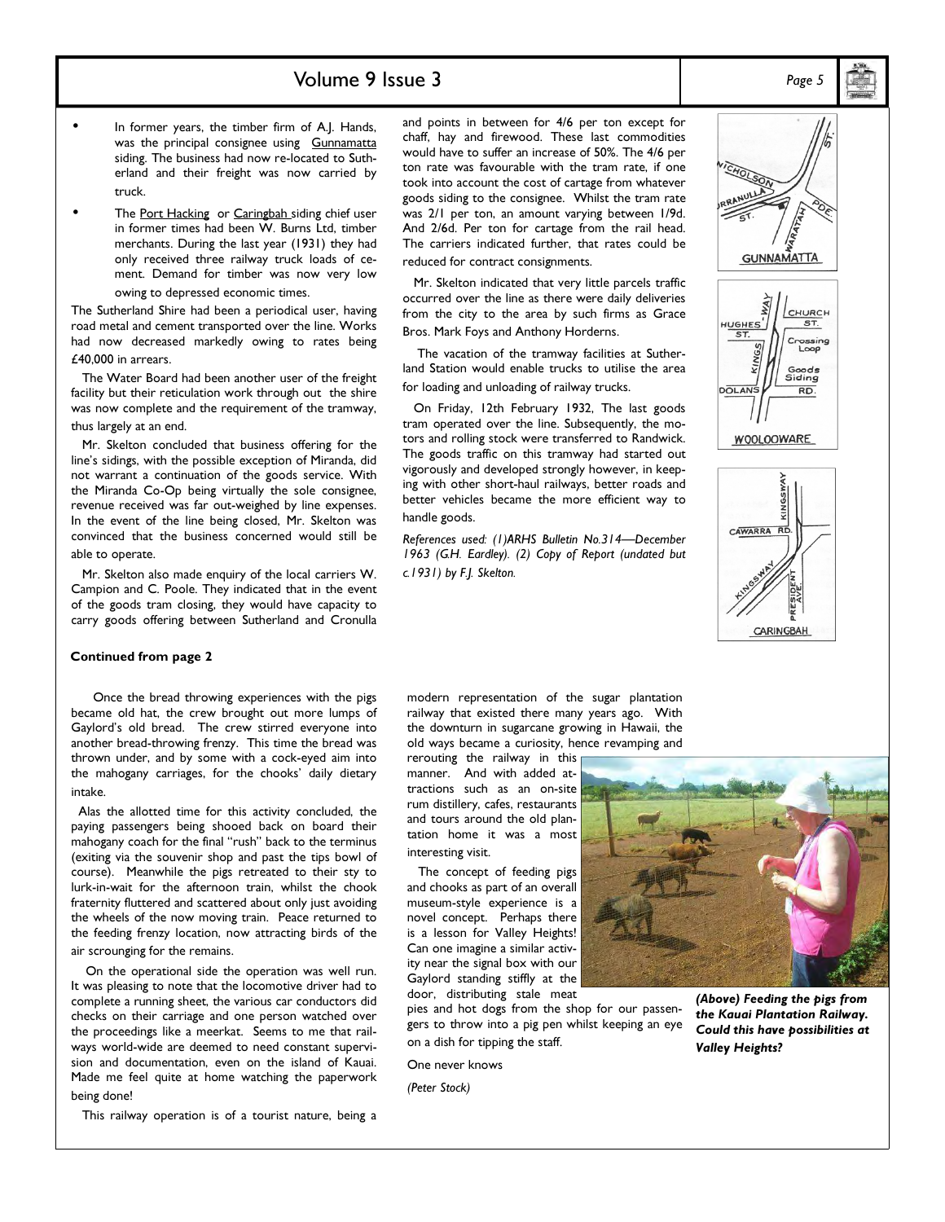- In former years, the timber firm of A.J. Hands, was the principal consignee using Gunnamatta siding. The business had now re-located to Sutherland and their freight was now carried by truck.
- The Port Hacking or Caringbah siding chief user in former times had been W. Burns Ltd, timber merchants. During the last year (1931) they had only received three railway truck loads of cement. Demand for timber was now very low owing to depressed economic times.

The Sutherland Shire had been a periodical user, having road metal and cement transported over the line. Works had now decreased markedly owing to rates being £40,000 in arrears.

The Water Board had been another user of the freight facility but their reticulation work through out the shire was now complete and the requirement of the tramway, thus largely at an end.

Mr. Skelton concluded that business offering for the line's sidings, with the possible exception of Miranda, did not warrant a continuation of the goods service. With the Miranda Co-Op being virtually the sole consignee, revenue received was far out-weighed by line expenses. In the event of the line being closed, Mr. Skelton was convinced that the business concerned would still be able to operate.

Mr. Skelton also made enquiry of the local carriers W. Campion and C. Poole. They indicated that in the event of the goods tram closing, they would have capacity to carry goods offering between Sutherland and Cronulla and points in between for 4/6 per ton except for chaff, hay and firewood. These last commodities would have to suffer an increase of 50%. The 4/6 per ton rate was favourable with the tram rate, if one took into account the cost of cartage from whatever goods siding to the consignee. Whilst the tram rate was 2/1 per ton, an amount varying between 1/9d. And 2/6d. Per ton for cartage from the rail head. The carriers indicated further, that rates could be reduced for contract consignments.

Mr. Skelton indicated that very little parcels traffic occurred over the line as there were daily deliveries from the city to the area by such firms as Grace Bros. Mark Foys and Anthony Horderns.

The vacation of the tramway facilities at Sutherland Station would enable trucks to utilise the area for loading and unloading of railway trucks.

On Friday, 12th February 1932, The last goods tram operated over the line. Subsequently, the motors and rolling stock were transferred to Randwick. The goods traffic on this tramway had started out vigorously and developed strongly however, in keeping with other short-haul railways, better roads and better vehicles became the more efficient way to handle goods.

*References used: (1)ARHS Bulletin No.314—December 1963 (G.H. Eardley). (2) Copy of Report (undated but c.1931) by F.J. Skelton.*

NICHOLSON ST. / BURRANULLA ST. / WARATAH PDE.

GUNNAMATTA

HUGHES ST. / KINGS-WAY / CHURCH ST. / Crossing Loop / Goods Siding / DOLANS RD.

WOOLOOWARE

KINGSWAY / CAWARRA RD. / KINGSWAY / PRESIDENT AVE.

CARINGBAH

**Continued from page 2**

Once the bread throwing experiences with the pigs became old hat, the crew brought out more lumps of Gaylord's old bread. The crew stirred everyone into another bread-throwing frenzy. This time the bread was thrown under, and by some with a cock-eyed aim into the mahogany carriages, for the chooks' daily dietary intake.

Alas the allotted time for this activity concluded, the paying passengers being shooed back on board their mahogany coach for the final "rush" back to the terminus (exiting via the souvenir shop and past the tips bowl of course). Meanwhile the pigs retreated to their sty to lurk-in-wait for the afternoon train, whilst the chook fraternity fluttered and scattered about only just avoiding the wheels of the now moving train. Peace returned to the feeding frenzy location, now attracting birds of the air scrounging for the remains.

On the operational side the operation was well run. It was pleasing to note that the locomotive driver had to complete a running sheet, the various car conductors did checks on their carriage and one person watched over the proceedings like a meerkat. Seems to me that railways world-wide are deemed to need constant supervision and documentation, even on the island of Kauai. Made me feel quite at home watching the paperwork being done!

This railway operation is of a tourist nature, being a modern representation of the sugar plantation railway that existed there many years ago. With the downturn in sugarcane growing in Hawaii, the old ways became a curiosity, hence revamping and rerouting the railway in this manner. And with added attractions such as an on-site rum distillery, cafes, restaurants and tours around the old plantation home it was a most interesting visit.

The concept of feeding pigs and chooks as part of an overall museum-style experience is a novel concept. Perhaps there is a lesson for Valley Heights! Can one imagine a similar activity near the signal box with our Gaylord standing stiffly at the door, distributing stale meat pies and hot dogs from the shop for our passengers to throw into a pig pen whilst keeping an eye on a dish for tipping the staff.

One never knows

*(Peter Stock)*

***(Above) Feeding the pigs from the Kauai Plantation Railway. Could this have possibilities at Valley Heights?***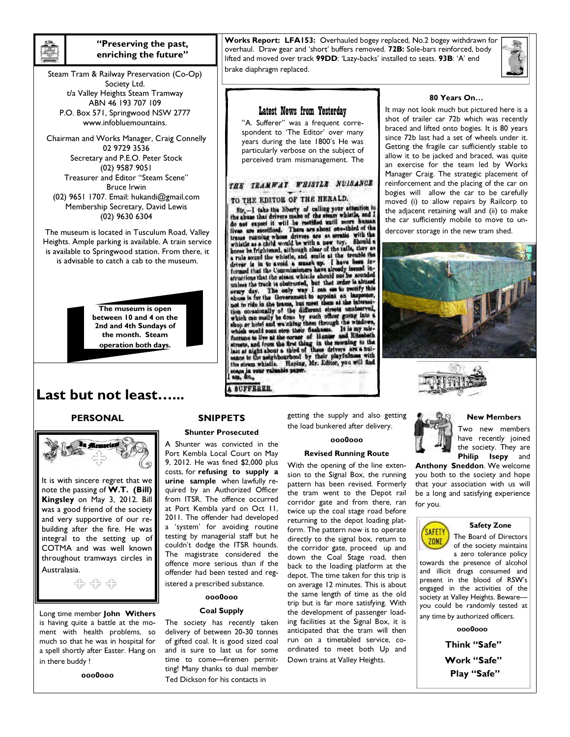**"Preserving the past, enriching the future"**

Steam Tram & Railway Preservation (Co-Op) Society Ltd.
t/a Valley Heights Steam Tramway
ABN 46 193 707 109
P.O. Box 571, Springwood NSW 2777
www.infobluemountains.

Chairman and Works Manager, Craig Connelly
02 9729 3536
Secretary and P.E.O. Peter Stock
(02) 9587 9051
Treasurer and Editor "Steam Scene"
Bruce Irwin
(02) 9651 1707. Email: hukandi@gmail.com
Membership Secretary, David Lewis
(02) 9630 6304

The museum is located in Tusculum Road, Valley Heights. Ample parking is available. A train service is available to Springwood station. From there, it is advisable to catch a cab to the museum.

**The museum is open between 10 and 4 on the 2nd and 4th Sundays of the month. Steam operation both days.**

**Works Report: LFA153:** Overhauled bogey replaced, No.2 bogey withdrawn for overhaul. Draw gear and 'short' buffers removed. **72B:** Sole-bars reinforced, body lifted and moved over track **99DD**: 'Lazy-backs' installed to seats. **93B**: 'A' end brake diaphragm replaced.

## Latest News from Yesterday

"A. Sufferer" was a frequent correspondent to 'The Editor' over many years during the late 1800's He was particularly verbose on the subject of perceived tram mismanagement. The

### THE TRAMWAY WHISTLE NUISANCE

TO THE EDITOR OF THE HERALD.

Sir,—I take the liberty of calling your attention to the abuse that drivers make of the steam whistle, and I do not expect it will be rectified until more human lives are sacrificed. There are about one-third of the trams running whose drivers are as erratic with the whistle as a child would be with a new toy. Should a horse be frightened, although clear of the rails, they as a rule sound the whistle, and smile at the trouble the driver is in to avoid a smash up. I have been informed that the Commissioners have already issued instructions that the steam whistle should not be sounded unless the track is obstructed, but that order is abused every day. The only way I can see to rectify this abuse is for the Government to appoint an inspector, not to ride in the trams, but meet them at the intersection occasionally of the different streets unobserved, which can easily be done by such officer going into a shop or hotel and watching them through the windows, which would soon stop their flashness. It is my misfortune to live at the corner of Hunter and Elizabeth streets, and from the first thing in the morning to the last at night about a third of these drivers are a nuisance to the neighbourhood by their playfulness with the steam whistle. Hoping, Mr. Editor, you will find space in your valuable paper.

I am, &c.,

A SUFFERER.

### 80 Years On…

It may not look much but pictured here is a shot of trailer car 72b which was recently braced and lifted onto bogies. It is 80 years since 72b last had a set of wheels under it. Getting the fragile car sufficiently stable to allow it to be jacked and braced, was quite an exercise for the team led by Works Manager Craig. The strategic placement of reinforcement and the placing of the car on bogies will allow the car to be carefully moved (i) to allow repairs by Railcorp to the adjacent retaining wall and (ii) to make the car sufficiently mobile to move to undercover storage in the new tram shed.

# Last but not least…...

## PERSONAL

In Memoriam

It is with sincere regret that we note the passing of **W.T. (Bill) Kingsley** on May 3, 2012. Bill was a good friend of the society and very supportive of our rebuilding after the fire. He was integral to the setting up of COTMA and was well known throughout tramways circles in Australasia.

Long time member **John Withers** is having quite a battle at the moment with health problems, so much so that he was in hospital for a spell shortly after Easter. Hang on in there buddy !

ooo0ooo

## SNIPPETS

### Shunter Prosecuted

A Shunter was convicted in the Port Kembla Local Court on May 9, 2012. He was fined $2,000 plus costs, for **refusing to supply a urine sample** when lawfully required by an Authorized Officer from ITSR. The offence occurred at Port Kembla yard on Oct 11, 2011. The offender had developed a 'system' for avoiding routine testing by managerial staff but he couldn't dodge the ITSR hounds. The magistrate considered the offence more serious than if the offender had been tested and registered a prescribed substance.

ooo0ooo

### Coal Supply

The society has recently taken delivery of between 20-30 tonnes of gifted coal. It is good sized coal and is sure to last us for some time to come—firemen permitting! Many thanks to dual member Ted Dickson for his contacts in getting the supply and also getting the load bunkered after delivery.

ooo0ooo

### Revised Running Route

With the opening of the line extension to the Signal Box, the running pattern has been revised. Formerly the tram went to the Depot rail corridor gate and from there, ran twice up the coal stage road before returning to the depot loading platform. The pattern now is to operate directly to the signal box, return to the corridor gate, proceed up and down the Coal Stage road, then back to the loading platform at the depot. The time taken for this trip is on average 12 minutes. This is about the same length of time as the old trip but is far more satisfying. With the development of passenger loading facilities at the Signal Box, it is anticipated that the tram will then run on a timetabled service, coordinated to meet both Up and Down trains at Valley Heights.

### New Members

Two new members have recently joined the society. They are **Philip Isepy** and **Anthony Sneddon**. We welcome you both to the society and hope that your association with us will be a long and satisfying experience for you.

### Safety Zone

The Board of Directors of the society maintains a zero tolerance policy towards the presence of alcohol and illicit drugs consumed and present in the blood of RSW's engaged in the activities of the society at Valley Heights. Beware—you could be randomly tested at any time by authorized officers.

ooo0ooo

**Think "Safe"**

**Work "Safe"**

**Play "Safe"**